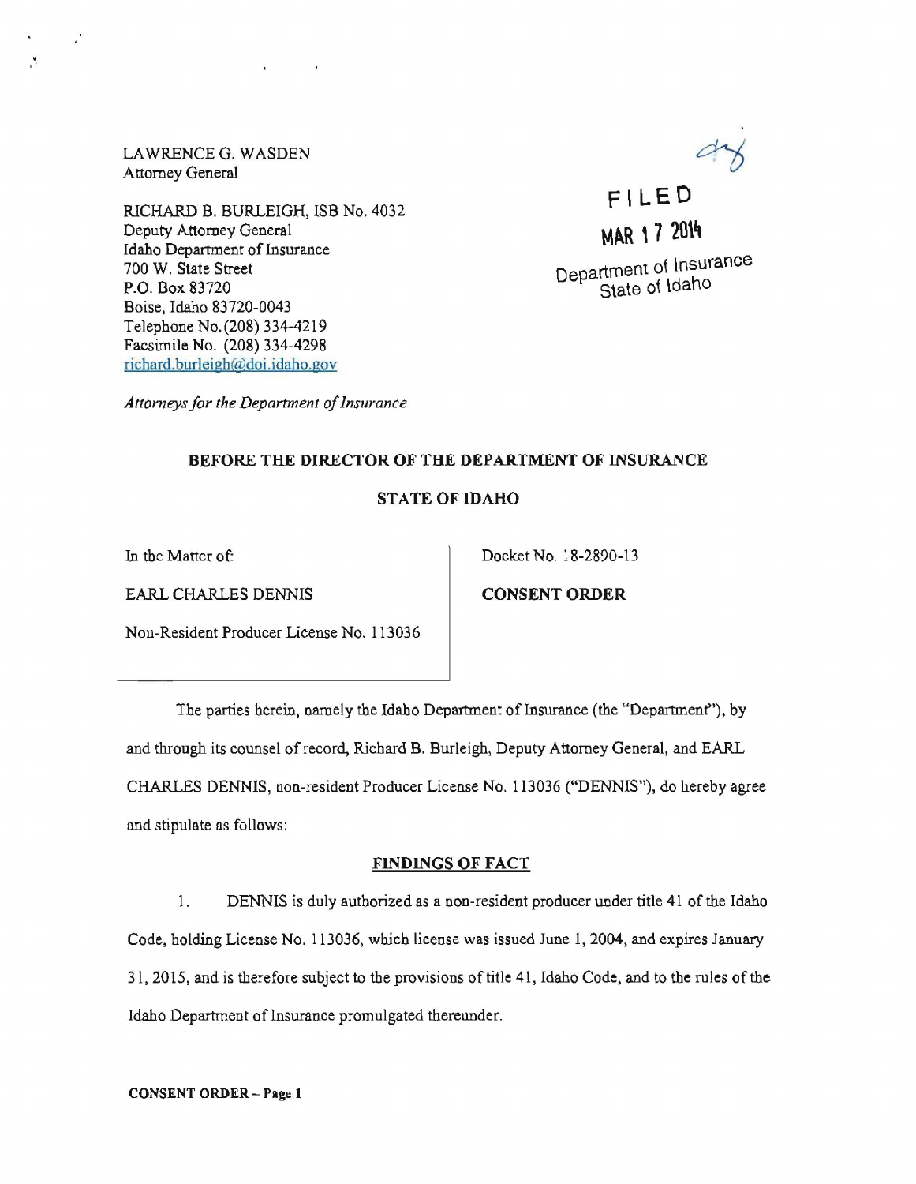LAWRENCE G. WASDEN
Attorney General

RICHARD B. BURLEIGH, ISB No. 4032
Deputy Attorney General
Idaho Department of Insurance
700 W. State Street
P.O. Box 83720
Boise, Idaho 83720-0043
Telephone No. (208) 334-4219
Facsimile No. (208) 334-4298
richard.burleigh@doi.idaho.gov

*Attorneys for the Department of Insurance*

FILED
MAR 17 2014
Department of Insurance
State of Idaho

**BEFORE THE DIRECTOR OF THE DEPARTMENT OF INSURANCE**

**STATE OF IDAHO**

| | |
|---|---|
| In the Matter of:<br><br>EARL CHARLES DENNIS<br><br>Non-Resident Producer License No. 113036 | Docket No. 18-2890-13<br><br>**CONSENT ORDER** |

The parties herein, namely the Idaho Department of Insurance (the "Department"), by and through its counsel of record, Richard B. Burleigh, Deputy Attorney General, and EARL CHARLES DENNIS, non-resident Producer License No. 113036 ("DENNIS"), do hereby agree and stipulate as follows:

**FINDINGS OF FACT**

1. DENNIS is duly authorized as a non-resident producer under title 41 of the Idaho Code, holding License No. 113036, which license was issued June 1, 2004, and expires January 31, 2015, and is therefore subject to the provisions of title 41, Idaho Code, and to the rules of the Idaho Department of Insurance promulgated thereunder.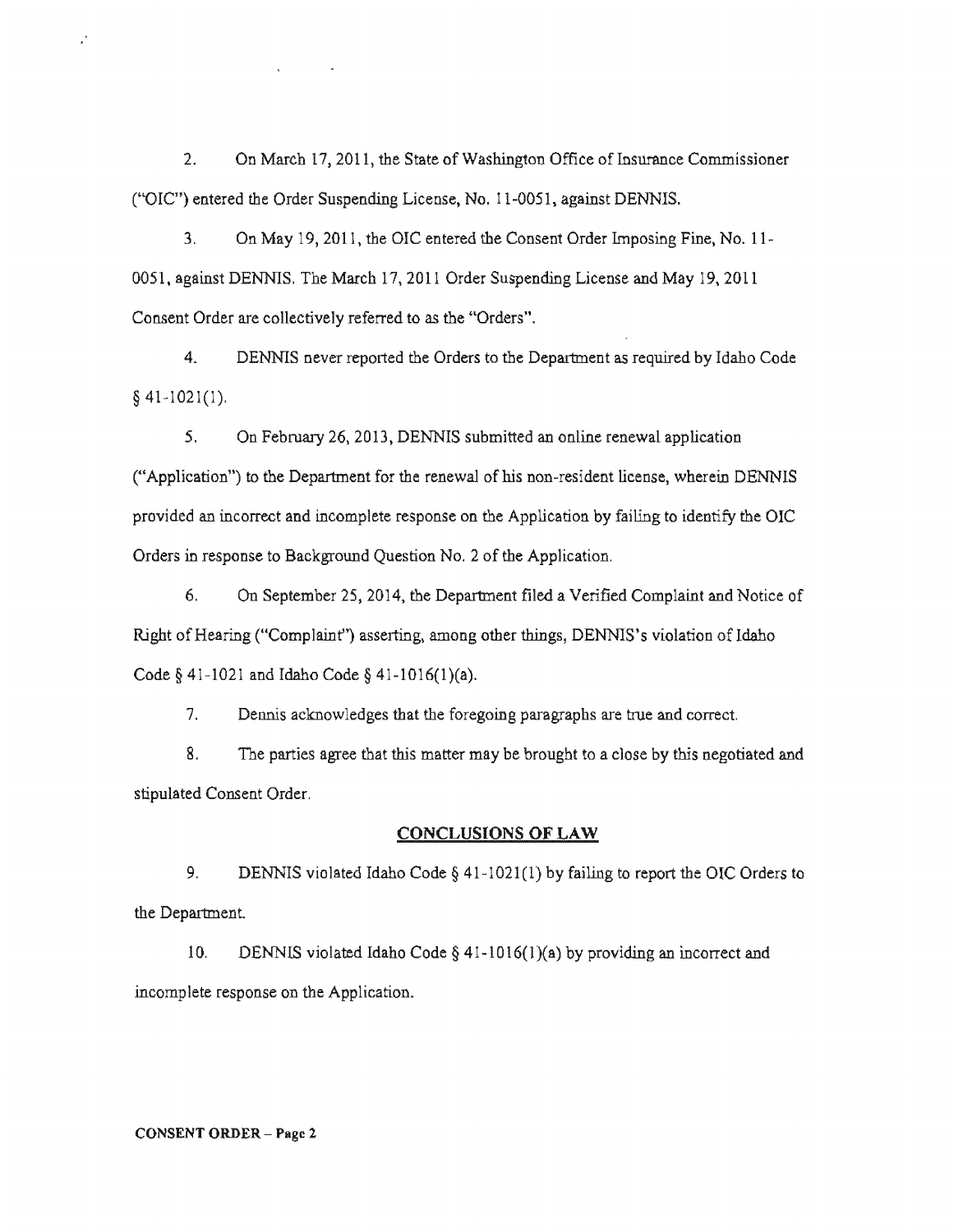2. On March 17, 2011, the State of Washington Office of Insurance Commissioner ("OIC") entered the Order Suspending License, No. 11-0051, against DENNIS.

3. On May 19, 2011, the OIC entered the Consent Order Imposing Fine, No. 11-0051, against DENNIS. The March 17, 2011 Order Suspending License and May 19, 2011 Consent Order are collectively referred to as the "Orders".

4. DENNIS never reported the Orders to the Department as required by Idaho Code § 41-1021(1).

5. On February 26, 2013, DENNIS submitted an online renewal application ("Application") to the Department for the renewal of his non-resident license, wherein DENNIS provided an incorrect and incomplete response on the Application by failing to identify the OIC Orders in response to Background Question No. 2 of the Application.

6. On September 25, 2014, the Department filed a Verified Complaint and Notice of Right of Hearing ("Complaint") asserting, among other things, DENNIS's violation of Idaho Code § 41-1021 and Idaho Code § 41-1016(1)(a).

7. Dennis acknowledges that the foregoing paragraphs are true and correct.

8. The parties agree that this matter may be brought to a close by this negotiated and stipulated Consent Order.

## CONCLUSIONS OF LAW

9. DENNIS violated Idaho Code § 41-1021(1) by failing to report the OIC Orders to the Department.

10. DENNIS violated Idaho Code § 41-1016(1)(a) by providing an incorrect and incomplete response on the Application.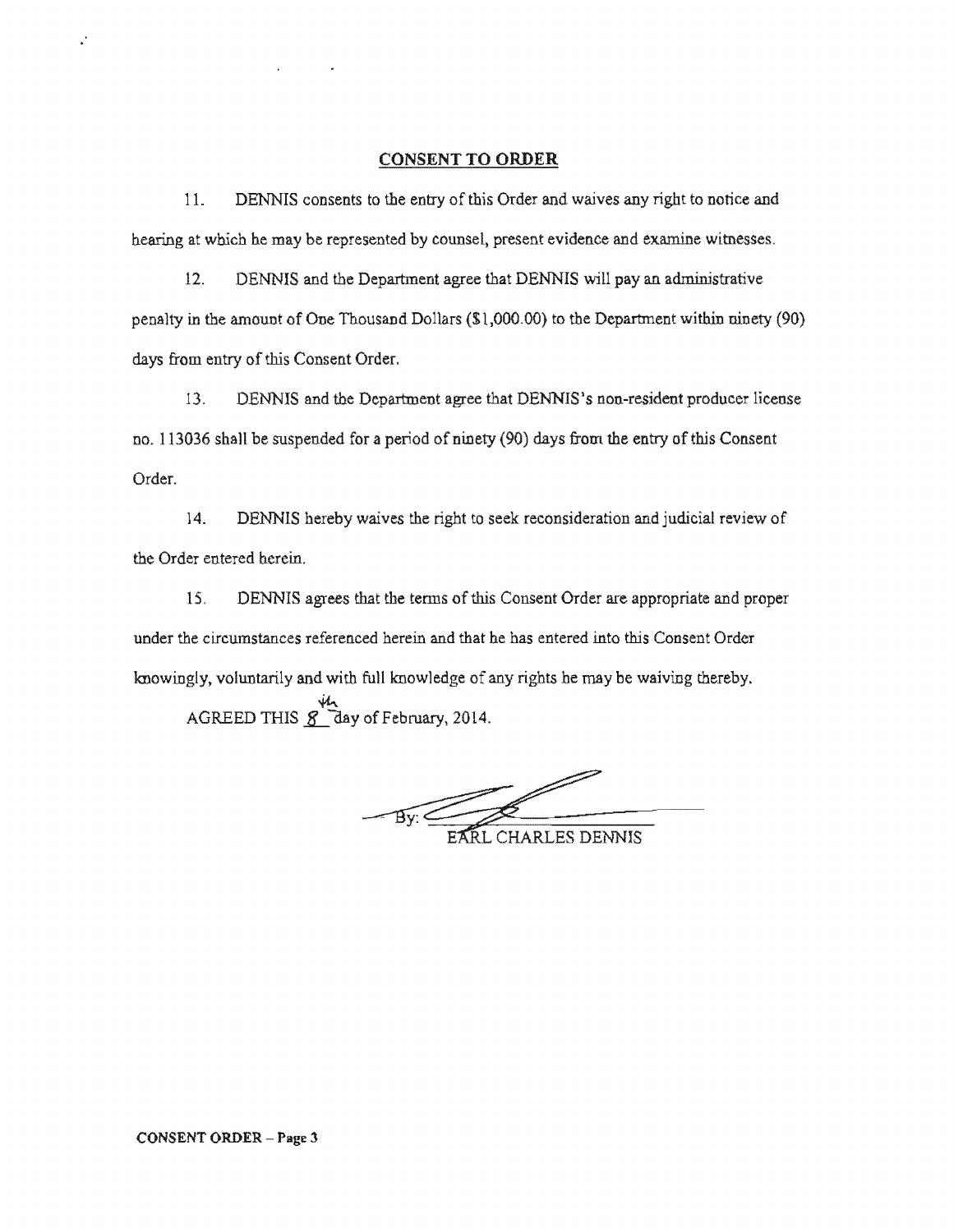## CONSENT TO ORDER

11. DENNIS consents to the entry of this Order and waives any right to notice and hearing at which he may be represented by counsel, present evidence and examine witnesses.

12. DENNIS and the Department agree that DENNIS will pay an administrative penalty in the amount of One Thousand Dollars ($1,000.00) to the Department within ninety (90) days from entry of this Consent Order.

13. DENNIS and the Department agree that DENNIS's non-resident producer license no. 113036 shall be suspended for a period of ninety (90) days from the entry of this Consent Order.

14. DENNIS hereby waives the right to seek reconsideration and judicial review of the Order entered herein.

15. DENNIS agrees that the terms of this Consent Order are appropriate and proper under the circumstances referenced herein and that he has entered into this Consent Order knowingly, voluntarily and with full knowledge of any rights he may be waiving thereby.

AGREED THIS 8th day of February, 2014.

By: ______________________

EARL CHARLES DENNIS

**CONSENT ORDER – Page 3**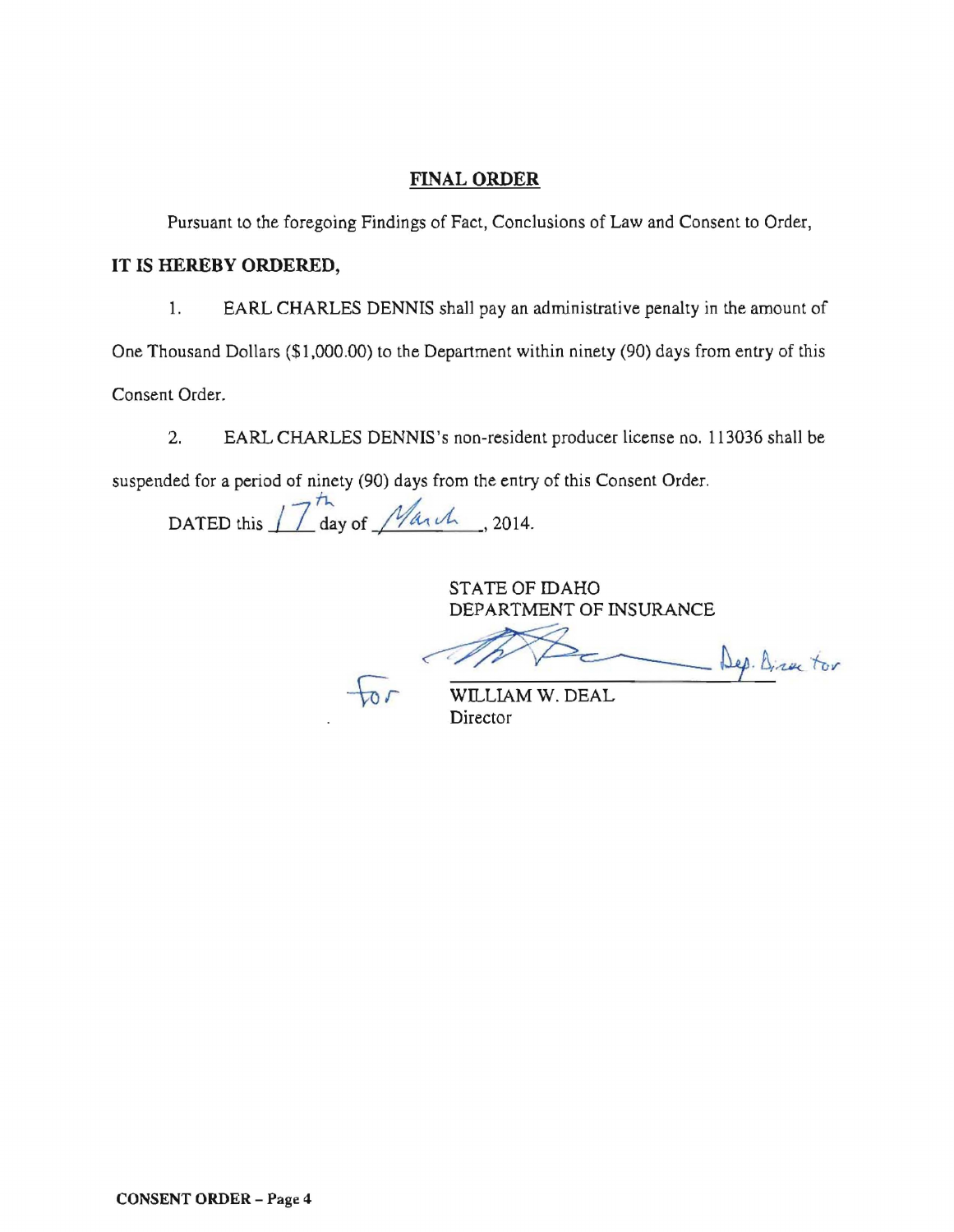## FINAL ORDER

Pursuant to the foregoing Findings of Fact, Conclusions of Law and Consent to Order,

**IT IS HEREBY ORDERED,**

1. EARL CHARLES DENNIS shall pay an administrative penalty in the amount of One Thousand Dollars ($1,000.00) to the Department within ninety (90) days from entry of this Consent Order.

2. EARL CHARLES DENNIS's non-resident producer license no. 113036 shall be suspended for a period of ninety (90) days from the entry of this Consent Order.

DATED this 17th day of March, 2014.

STATE OF IDAHO
DEPARTMENT OF INSURANCE

for Dep. Director

WILLIAM W. DEAL
Director

**CONSENT ORDER – Page 4**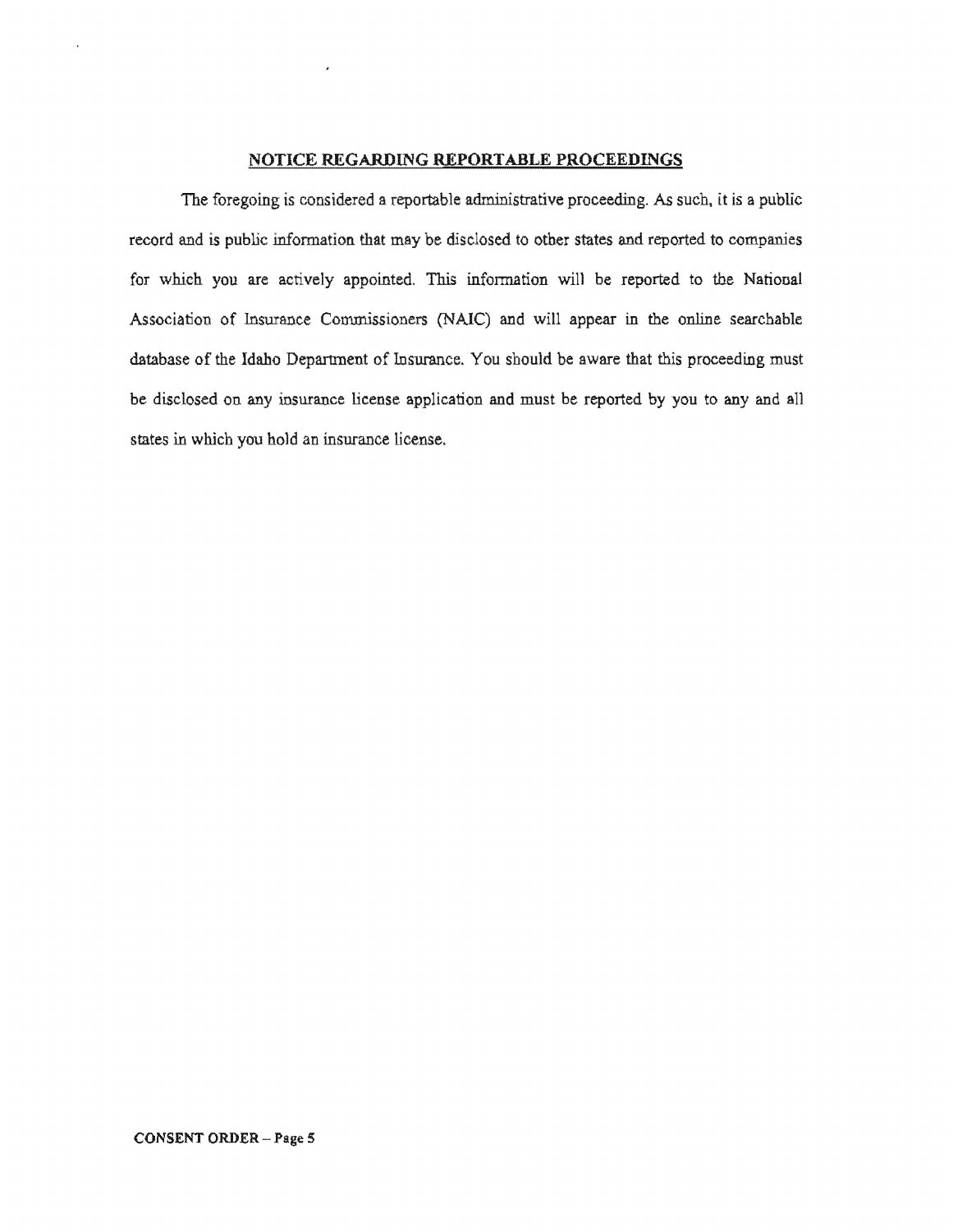## NOTICE REGARDING REPORTABLE PROCEEDINGS

The foregoing is considered a reportable administrative proceeding. As such, it is a public record and is public information that may be disclosed to other states and reported to companies for which you are actively appointed. This information will be reported to the National Association of Insurance Commissioners (NAIC) and will appear in the online searchable database of the Idaho Department of Insurance. You should be aware that this proceeding must be disclosed on any insurance license application and must be reported by you to any and all states in which you hold an insurance license.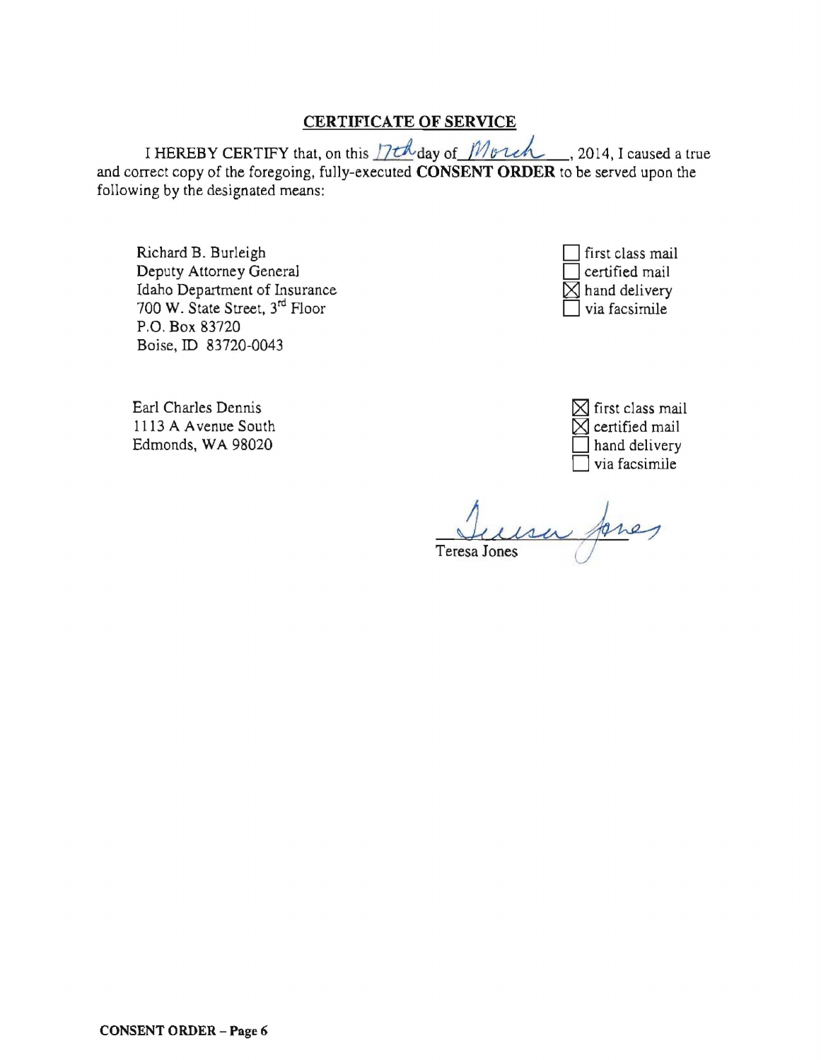## CERTIFICATE OF SERVICE

I HEREBY CERTIFY that, on this 17th day of March, 2014, I caused a true and correct copy of the foregoing, fully-executed **CONSENT ORDER** to be served upon the following by the designated means:

Richard B. Burleigh
Deputy Attorney General
Idaho Department of Insurance
700 W. State Street, 3rd Floor
P.O. Box 83720
Boise, ID 83720-0043

☐ first class mail
☐ certified mail
☒ hand delivery
☐ via facsimile

Earl Charles Dennis
1113 A Avenue South
Edmonds, WA 98020

☒ first class mail
☒ certified mail
☐ hand delivery
☐ via facsimile

Teresa Jones

Teresa Jones

**CONSENT ORDER – Page 6**